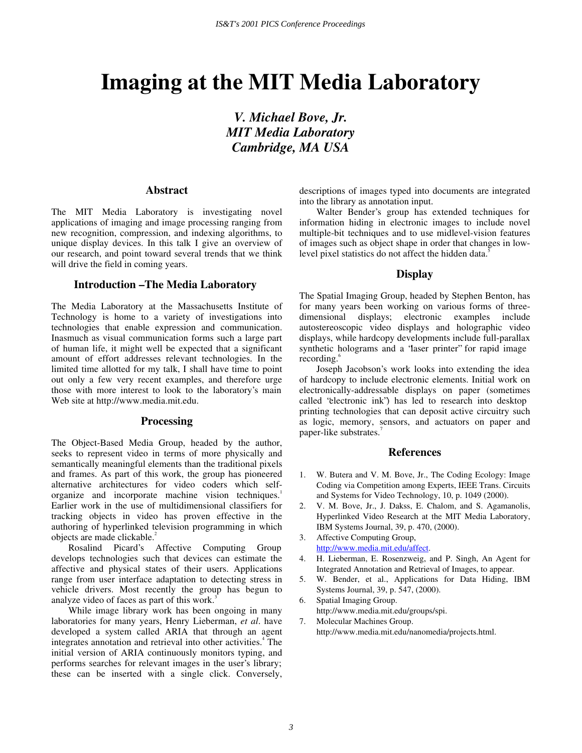# Imaging at the MIT Media Laboratory

***V. Michael Bove, Jr.***
***MIT Media Laboratory***
***Cambridge, MA USA***

## Abstract

The MIT Media Laboratory is investigating novel applications of imaging and image processing ranging from new recognition, compression, and indexing algorithms, to unique display devices. In this talk I give an overview of our research, and point toward several trends that we think will drive the field in coming years.

## Introduction – The Media Laboratory

The Media Laboratory at the Massachusetts Institute of Technology is home to a variety of investigations into technologies that enable expression and communication. Inasmuch as visual communication forms such a large part of human life, it might well be expected that a significant amount of effort addresses relevant technologies. In the limited time allotted for my talk, I shall have time to point out only a few very recent examples, and therefore urge those with more interest to look to the laboratory's main Web site at http://www.media.mit.edu.

## Processing

The Object-Based Media Group, headed by the author, seeks to represent video in terms of more physically and semantically meaningful elements than the traditional pixels and frames. As part of this work, the group has pioneered alternative architectures for video coders which self-organize and incorporate machine vision techniques.[1] Earlier work in the use of multidimensional classifiers for tracking objects in video has proven effective in the authoring of hyperlinked television programming in which objects are made clickable.[2]

Rosalind Picard's Affective Computing Group develops technologies such that devices can estimate the affective and physical states of their users. Applications range from user interface adaptation to detecting stress in vehicle drivers. Most recently the group has begun to analyze video of faces as part of this work.[3]

While image library work has been ongoing in many laboratories for many years, Henry Lieberman, *et al*. have developed a system called ARIA that through an agent integrates annotation and retrieval into other activities.[4] The initial version of ARIA continuously monitors typing, and performs searches for relevant images in the user's library; these can be inserted with a single click. Conversely, descriptions of images typed into documents are integrated into the library as annotation input.

Walter Bender's group has extended techniques for information hiding in electronic images to include novel multiple-bit techniques and to use midlevel-vision features of images such as object shape in order that changes in low-level pixel statistics do not affect the hidden data.[5]

## Display

The Spatial Imaging Group, headed by Stephen Benton, has for many years been working on various forms of three-dimensional displays; electronic examples include autostereoscopic video displays and holographic video displays, while hardcopy developments include full-parallax synthetic holograms and a "laser printer" for rapid image recording.[6]

Joseph Jacobson's work looks into extending the idea of hardcopy to include electronic elements. Initial work on electronically-addressable displays on paper (sometimes called "electronic ink") has led to research into desktop printing technologies that can deposit active circuitry such as logic, memory, sensors, and actuators on paper and paper-like substrates.[7]

## References

1. W. Butera and V. M. Bove, Jr., The Coding Ecology: Image Coding via Competition among Experts, IEEE Trans. Circuits and Systems for Video Technology, 10, p. 1049 (2000).
2. V. M. Bove, Jr., J. Dakss, E. Chalom, and S. Agamanolis, Hyperlinked Video Research at the MIT Media Laboratory, IBM Systems Journal, 39, p. 470, (2000).
3. Affective Computing Group, http://www.media.mit.edu/affect.
4. H. Lieberman, E. Rosenzweig, and P. Singh, An Agent for Integrated Annotation and Retrieval of Images, to appear.
5. W. Bender, et al., Applications for Data Hiding, IBM Systems Journal, 39, p. 547, (2000).
6. Spatial Imaging Group. http://www.media.mit.edu/groups/spi.
7. Molecular Machines Group. http://www.media.mit.edu/nanomedia/projects.html.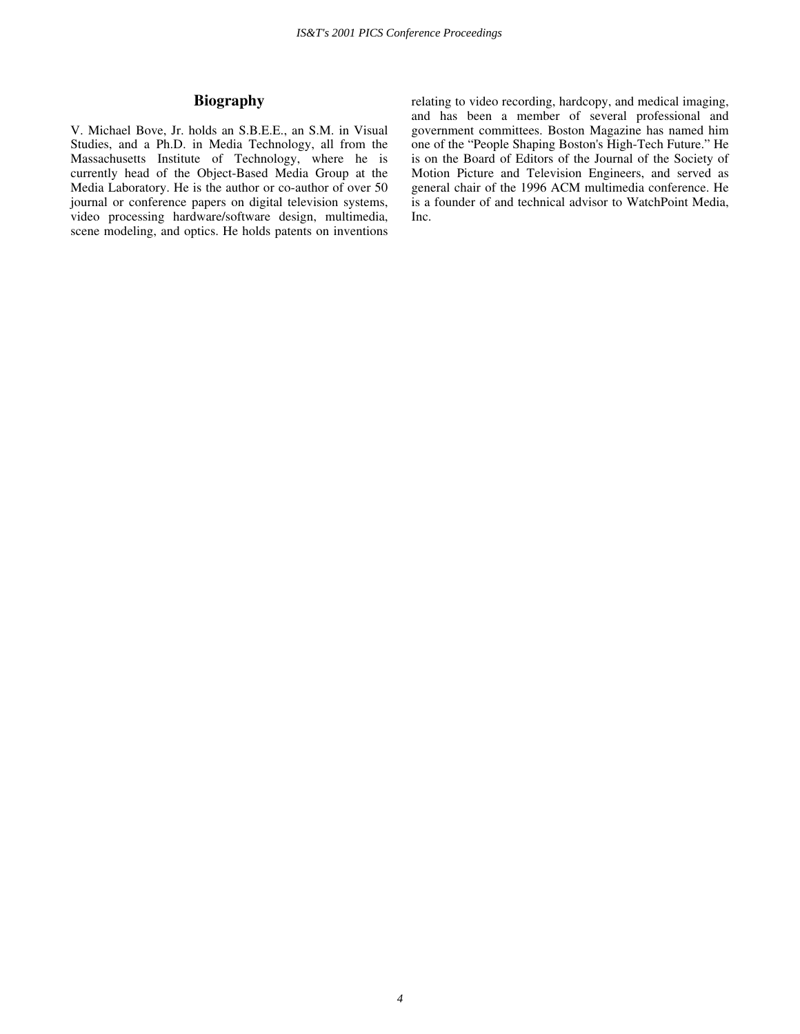## Biography

V. Michael Bove, Jr. holds an S.B.E.E., an S.M. in Visual Studies, and a Ph.D. in Media Technology, all from the Massachusetts Institute of Technology, where he is currently head of the Object-Based Media Group at the Media Laboratory. He is the author or co-author of over 50 journal or conference papers on digital television systems, video processing hardware/software design, multimedia, scene modeling, and optics. He holds patents on inventions relating to video recording, hardcopy, and medical imaging, and has been a member of several professional and government committees. Boston Magazine has named him one of the "People Shaping Boston's High-Tech Future." He is on the Board of Editors of the Journal of the Society of Motion Picture and Television Engineers, and served as general chair of the 1996 ACM multimedia conference. He is a founder of and technical advisor to WatchPoint Media, Inc.